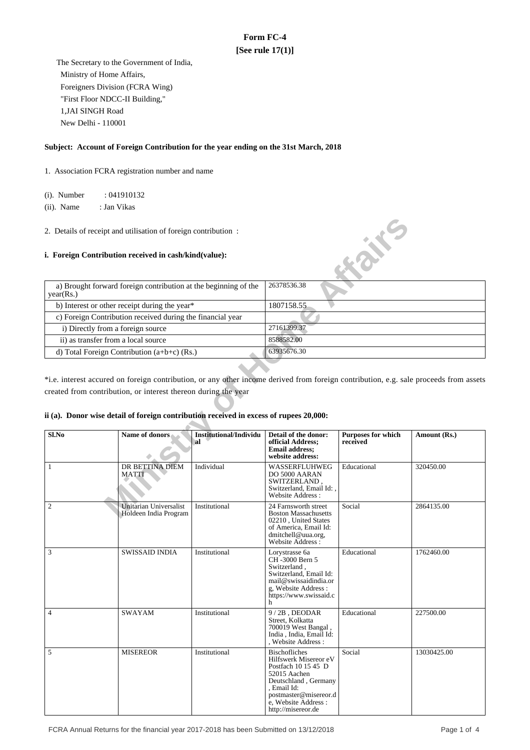# Form FC-4
## [See rule 17(1)]

The Secretary to the Government of India,
Ministry of Home Affairs,
Foreigners Division (FCRA Wing)
"First Floor NDCC-II Building,"
1,JAI SINGH Road
New Delhi - 110001

**Subject: Account of Foreign Contribution for the year ending on the 31st March, 2018**

1. Association FCRA registration number and name

(i). Number : 041910132

(ii). Name : Jan Vikas

2. Details of receipt and utilisation of foreign contribution :

**i. Foreign Contribution received in cash/kind(value):**

| | |
|---|---|
| a) Brought forward foreign contribution at the beginning of the year(Rs.) | 26378536.38 |
| b) Interest or other receipt during the year* | 1807158.55 |
| c) Foreign Contribution received during the financial year | |
| i) Directly from a foreign source | 27161399.37 |
| ii) as transfer from a local source | 8588582.00 |
| d) Total Foreign Contribution (a+b+c) (Rs.) | 63935676.30 |

*i.e. interest accured on foreign contribution, or any other income derived from foreign contribution, e.g. sale proceeds from assets created from contribution, or interest thereon during the year

**ii (a). Donor wise detail of foreign contribution received in excess of rupees 20,000:**

| Sl.No | Name of donors | Institutional/Individual | Detail of the donor: official Address; Email address; website address: | Purposes for which received | Amount (Rs.) |
|---|---|---|---|---|---|
| 1 | DR BETTINA DIEM MATTI | Individual | WASSERFLUHWEG DO 5000 AARAN SWITZERLAND , Switzerland, Email Id: , Website Address : | Educational | 320450.00 |
| 2 | Unitarian Universalist Holdeen India Program | Institutional | 24 Farnsworth street Boston Massachusetts 02210 , United States of America, Email Id: dmitchell@uua.org, Website Address : | Social | 2864135.00 |
| 3 | SWISSAID INDIA | Institutional | Lorystrasse 6a CH -3000 Bern 5 Switzerland , Switzerland, Email Id: mail@swissaidindia.org, Website Address : https://www.swissaid.ch | Educational | 1762460.00 |
| 4 | SWAYAM | Institutional | 9 / 2B , DEODAR Street, Kolkatta 700019 West Bangal , India , India, Email Id: , Website Address : | Educational | 227500.00 |
| 5 | MISEREOR | Institutional | Bischofliches Hilfswerk Misereor eV Postfach 10 15 45 D 52015 Aachen Deutschland , Germany , Email Id: postmaster@misereor.de, Website Address : http://misereor.de | Social | 13030425.00 |

FCRA Annual Returns for the financial year 2017-2018 has been Submitted on 13/12/2018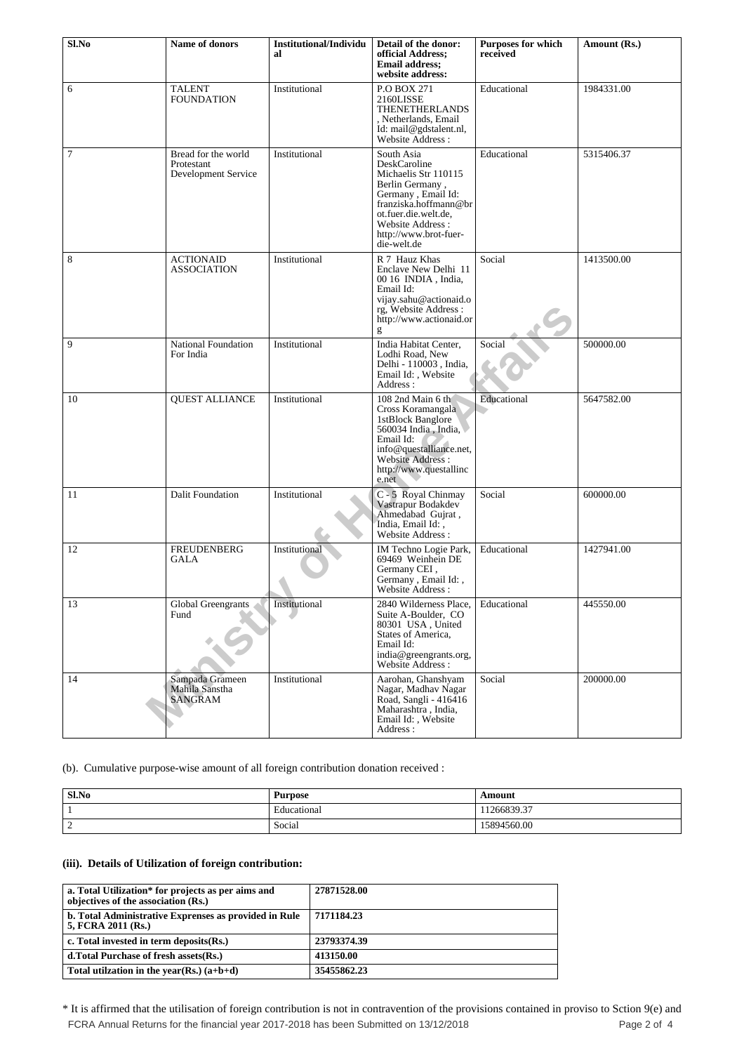| Sl.No | Name of donors | Institutional/Individual | Detail of the donor: official Address; Email address; website address: | Purposes for which received | Amount (Rs.) |
|---|---|---|---|---|---|
| 6 | TALENT FOUNDATION | Institutional | P.O BOX 271 2160LISSE THENETHERLANDS , Netherlands, Email Id: mail@gdstalent.nl, Website Address : | Educational | 1984331.00 |
| 7 | Bread for the world Protestant Development Service | Institutional | South Asia DeskCaroline Michaelis Str 110115 Berlin Germany , Germany , Email Id: franziska.hoffmann@brot.fuer.die.welt.de, Website Address : http://www.brot-fuer-die-welt.de | Educational | 5315406.37 |
| 8 | ACTIONAID ASSOCIATION | Institutional | R 7 Hauz Khas Enclave New Delhi 11 00 16 INDIA , India, Email Id: vijay.sahu@actionaid.org, Website Address : http://www.actionaid.org | Social | 1413500.00 |
| 9 | National Foundation For India | Institutional | India Habitat Center, Lodhi Road, New Delhi - 110003 , India, Email Id: , Website Address : | Social | 500000.00 |
| 10 | QUEST ALLIANCE | Institutional | 108 2nd Main 6 th Cross Koramangala 1stBlock Banglore 560034 India , India, Email Id: info@questalliance.net, Website Address : http://www.questalliance.net | Educational | 5647582.00 |
| 11 | Dalit Foundation | Institutional | C - 5 Royal Chinmay Vastrapur Bodakdev Ahmedabad Gujrat , India, Email Id: , Website Address : | Social | 600000.00 |
| 12 | FREUDENBERG GALA | Institutional | IM Techno Logie Park, 69469 Weinhein DE Germany CEI , Germany , Email Id: , Website Address : | Educational | 1427941.00 |
| 13 | Global Greengrants Fund | Institutional | 2840 Wilderness Place, Suite A-Boulder, CO 80301 USA , United States of America, Email Id: india@greengrants.org, Website Address : | Educational | 445550.00 |
| 14 | Sampada Grameen Mahila Sanstha SANGRAM | Institutional | Aarohan, Ghanshyam Nagar, Madhav Nagar Road, Sangli - 416416 Maharashtra , India, Email Id: , Website Address : | Social | 200000.00 |

(b). Cumulative purpose-wise amount of all foreign contribution donation received :

| Sl.No | Purpose | Amount |
|---|---|---|
| 1 | Educational | 11266839.37 |
| 2 | Social | 15894560.00 |

### (iii). Details of Utilization of foreign contribution:

| | |
|---|---|
| **a. Total Utilization\* for projects as per aims and objectives of the association (Rs.)** | **27871528.00** |
| **b. Total Administrative Exprenses as provided in Rule 5, FCRA 2011 (Rs.)** | **7171184.23** |
| **c. Total invested in term deposits(Rs.)** | **23793374.39** |
| **d.Total Purchase of fresh assets(Rs.)** | **413150.00** |
| **Total utilzation in the year(Rs.) (a+b+d)** | **35455862.23** |

* It is affirmed that the utilisation of foreign contribution is not in contravention of the provisions contained in proviso to Sction 9(e) and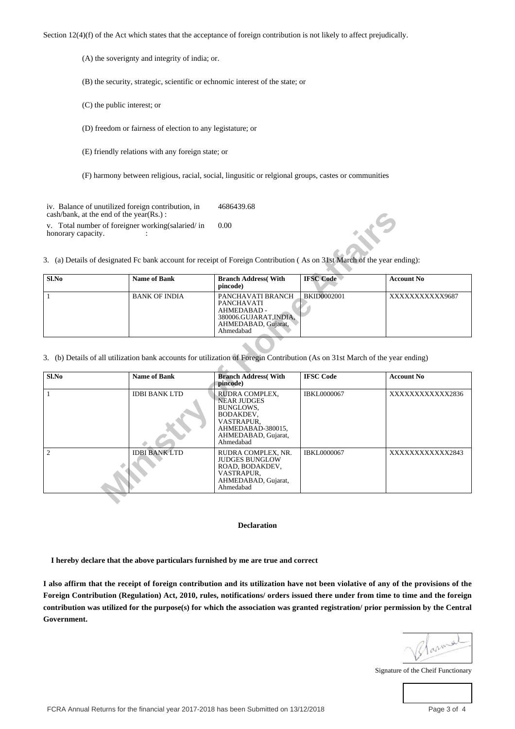Section 12(4)(f) of the Act which states that the acceptance of foreign contribution is not likely to affect prejudically.

(A) the soverignty and integrity of india; or.

(B) the security, strategic, scientific or echnomic interest of the state; or

(C) the public interest; or

(D) freedom or fairness of election to any legistature; or

(E) friendly relations with any foreign state; or

(F) harmony between religious, racial, social, lingusitic or relgional groups, castes or communities

| | |
|---|---|
| iv. Balance of unutilized foreign contribution, in cash/bank, at the end of the year(Rs.) : | 4686439.68 |
| v. Total number of foreigner working(salaried/ in honorary capacity. : | 0.00 |

3. (a) Details of designated Fc bank account for receipt of Foreign Contribution ( As on 31st March of the year ending):

| Sl.No | Name of Bank | Branch Address( With pincode) | IFSC Code | Account No |
|---|---|---|---|---|
| 1 | BANK OF INDIA | PANCHAVATI BRANCH PANCHAVATI AHMEDABAD - 380006.GUJARAT,INDIA, AHMEDABAD, Gujarat, Ahmedabad | BKID0002001 | XXXXXXXXXXX9687 |

3. (b) Details of all utilization bank accounts for utilization of Foregin Contribution (As on 31st March of the year ending)

| Sl.No | Name of Bank | Branch Address( With pincode) | IFSC Code | Account No |
|---|---|---|---|---|
| 1 | IDBI BANK LTD | RUDRA COMPLEX, NEAR JUDGES BUNGLOWS, BODAKDEV, VASTRAPUR, AHMEDABAD-380015, AHMEDABAD, Gujarat, Ahmedabad | IBKL0000067 | XXXXXXXXXXXX2836 |
| 2 | IDBI BANK LTD | RUDRA COMPLEX, NR. JUDGES BUNGLOW ROAD, BODAKDEV, VASTRAPUR, AHMEDABAD, Gujarat, Ahmedabad | IBKL0000067 | XXXXXXXXXXXX2843 |

**Declaration**

**I hereby declare that the above particulars furnished by me are true and correct**

**I also affirm that the receipt of foreign contribution and its utilization have not been violative of any of the provisions of the Foreign Contribution (Regulation) Act, 2010, rules, notifications/ orders issued there under from time to time and the foreign contribution was utilized for the purpose(s) for which the association was granted registration/ prior permission by the Central Government.**

Signature of the Cheif Functionary

FCRA Annual Returns for the financial year 2017-2018 has been Submitted on 13/12/2018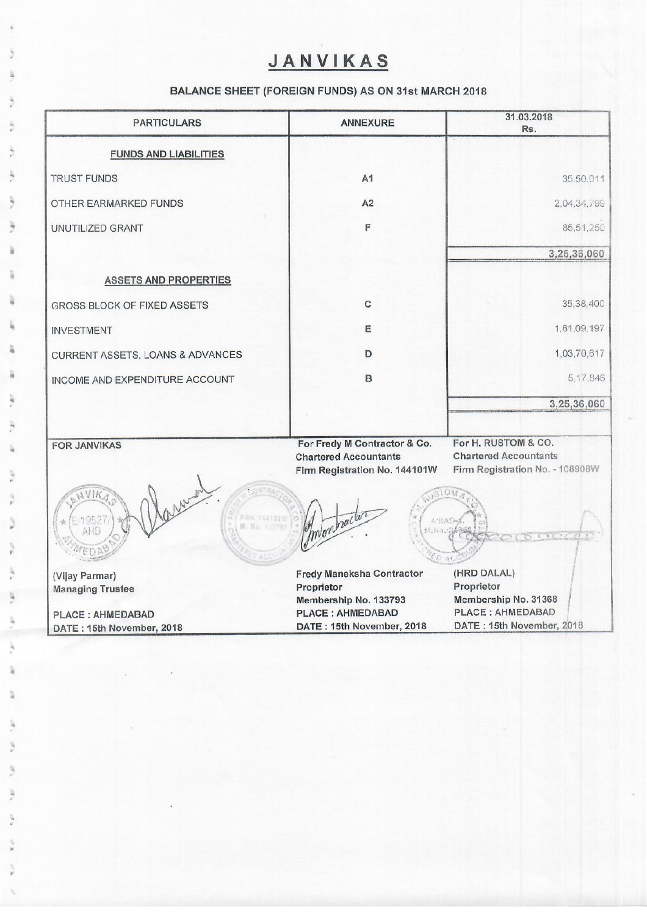# JANVIKAS

## BALANCE SHEET (FOREIGN FUNDS) AS ON 31st MARCH 2018

| PARTICULARS | ANNEXURE | 31.03.2018 Rs. |
|---|---|---|
| **FUNDS AND LIABILITIES** | | |
| TRUST FUNDS | A1 | 35,50,011 |
| OTHER EARMARKED FUNDS | A2 | 2,04,34,799 |
| UNUTILIZED GRANT | F | 85,51,250 |
| | | 3,25,36,060 |
| **ASSETS AND PROPERTIES** | | |
| GROSS BLOCK OF FIXED ASSETS | C | 35,38,400 |
| INVESTMENT | E | 1,81,09,197 |
| CURRENT ASSETS, LOANS & ADVANCES | D | 1,03,70,617 |
| INCOME AND EXPENDITURE ACCOUNT | B | 5,17,846 |
| | | 3,25,36,060 |

| FOR JANVIKAS | For Fredy M Contractor & Co. Chartered Accountants Firm Registration No. 144101W | For H. RUSTOM & CO. Chartered Accountants Firm Registration No. - 108908W |
|---|---|---|
| (Vijay Parmar) Managing Trustee | Fredy Maneksha Contractor Proprietor Membership No. 133793 | (HRD DALAL) Proprietor Membership No. 31368 |
| PLACE : AHMEDABAD | PLACE : AHMEDABAD | PLACE : AHMEDABAD |
| DATE : 15th November, 2018 | DATE : 15th November, 2018 | DATE : 15th November, 2018 |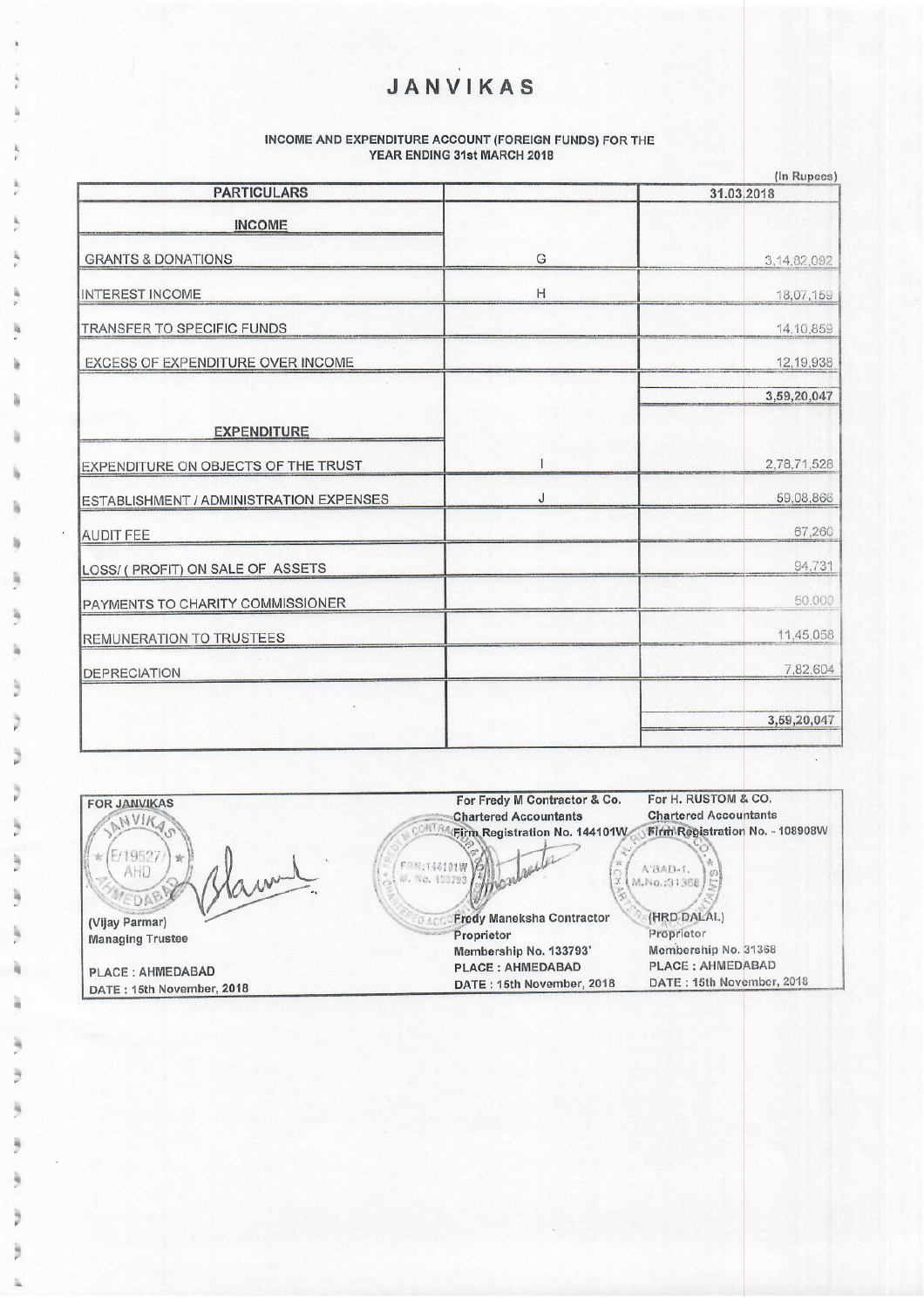# JANVIKAS

## INCOME AND EXPENDITURE ACCOUNT (FOREIGN FUNDS) FOR THE YEAR ENDING 31st MARCH 2018

(In Rupees)

| PARTICULARS | | 31.03.2018 |
|---|---|---|
| **INCOME** | | |
| GRANTS & DONATIONS | G | 3,14,82,092 |
| INTEREST INCOME | H | 18,07,159 |
| TRANSFER TO SPECIFIC FUNDS | | 14,10,859 |
| EXCESS OF EXPENDITURE OVER INCOME | | 12,19,938 |
| | | 3,59,20,047 |
| **EXPENDITURE** | | |
| EXPENDITURE ON OBJECTS OF THE TRUST | I | 2,78,71,528 |
| ESTABLISHMENT / ADMINISTRATION EXPENSES | J | 59,08,866 |
| AUDIT FEE | | 67,260 |
| LOSS/ ( PROFIT) ON SALE OF ASSETS | | 94,731 |
| PAYMENTS TO CHARITY COMMISSIONER | | 50,000 |
| REMUNERATION TO TRUSTEES | | 11,45,058 |
| DEPRECIATION | | 7,82,604 |
| | | 3,59,20,047 |

| FOR JANVIKAS | For Fredy M Contractor & Co. | For H. RUSTOM & CO. |
|---|---|---|
| | Chartered Accountants | Chartered Accountants |
| | Firm Registration No. 144101W | Firm Registration No. - 108908W |
| (Vijay Parmar) | Fredy Maneksha Contractor | (HRD DALAL) |
| Managing Trustee | Proprietor | Proprietor |
| | Membership No. 133793 | Membership No. 31368 |
| PLACE : AHMEDABAD | PLACE : AHMEDABAD | PLACE : AHMEDABAD |
| DATE : 15th November, 2018 | DATE : 15th November, 2018 | DATE : 15th November, 2018 |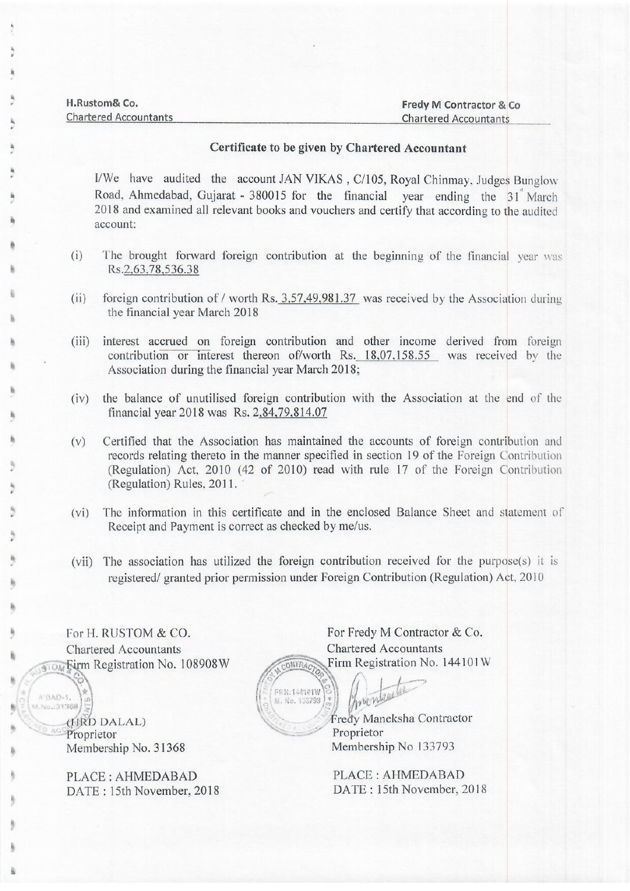| H.Rustom& Co. | Fredy M Contractor & Co |
|---|---|
| Chartered Accountants | Chartered Accountants |

## Certificate to be given by Chartered Accountant

I/We have audited the account JAN VIKAS , C/105, Royal Chinmay, Judges Bunglow Road, Ahmedabad, Gujarat - 380015 for the financial year ending the 31st March 2018 and examined all relevant books and vouchers and certify that according to the audited account:

(i) The brought forward foreign contribution at the beginning of the financial year was Rs.2,63,78,536.38

(ii) foreign contribution of / worth Rs. 3,57,49,981.37 was received by the Association during the financial year March 2018

(iii) interest accrued on foreign contribution and other income derived from foreign contribution or interest thereon of/worth Rs. 18,07,158.55 was received by the Association during the financial year March 2018;

(iv) the balance of unutilised foreign contribution with the Association at the end of the financial year 2018 was Rs. 2,84,79,814.07

(v) Certified that the Association has maintained the accounts of foreign contribution and records relating thereto in the manner specified in section 19 of the Foreign Contribution (Regulation) Act, 2010 (42 of 2010) read with rule 17 of the Foreign Contribution (Regulation) Rules, 2011.

(vi) The information in this certificate and in the enclosed Balance Sheet and statement of Receipt and Payment is correct as checked by me/us.

(vii) The association has utilized the foreign contribution received for the purpose(s) it is registered/ granted prior permission under Foreign Contribution (Regulation) Act, 2010

For H. RUSTOM & CO.
Chartered Accountants
Firm Registration No. 108908W

(HRD DALAL)
Proprietor
Membership No. 31368

PLACE : AHMEDABAD
DATE : 15th November, 2018

For Fredy M Contractor & Co.
Chartered Accountants
Firm Registration No. 144101W

Fredy Maneksha Contractor
Proprietor
Membership No 133793

PLACE : AHMEDABAD
DATE : 15th November, 2018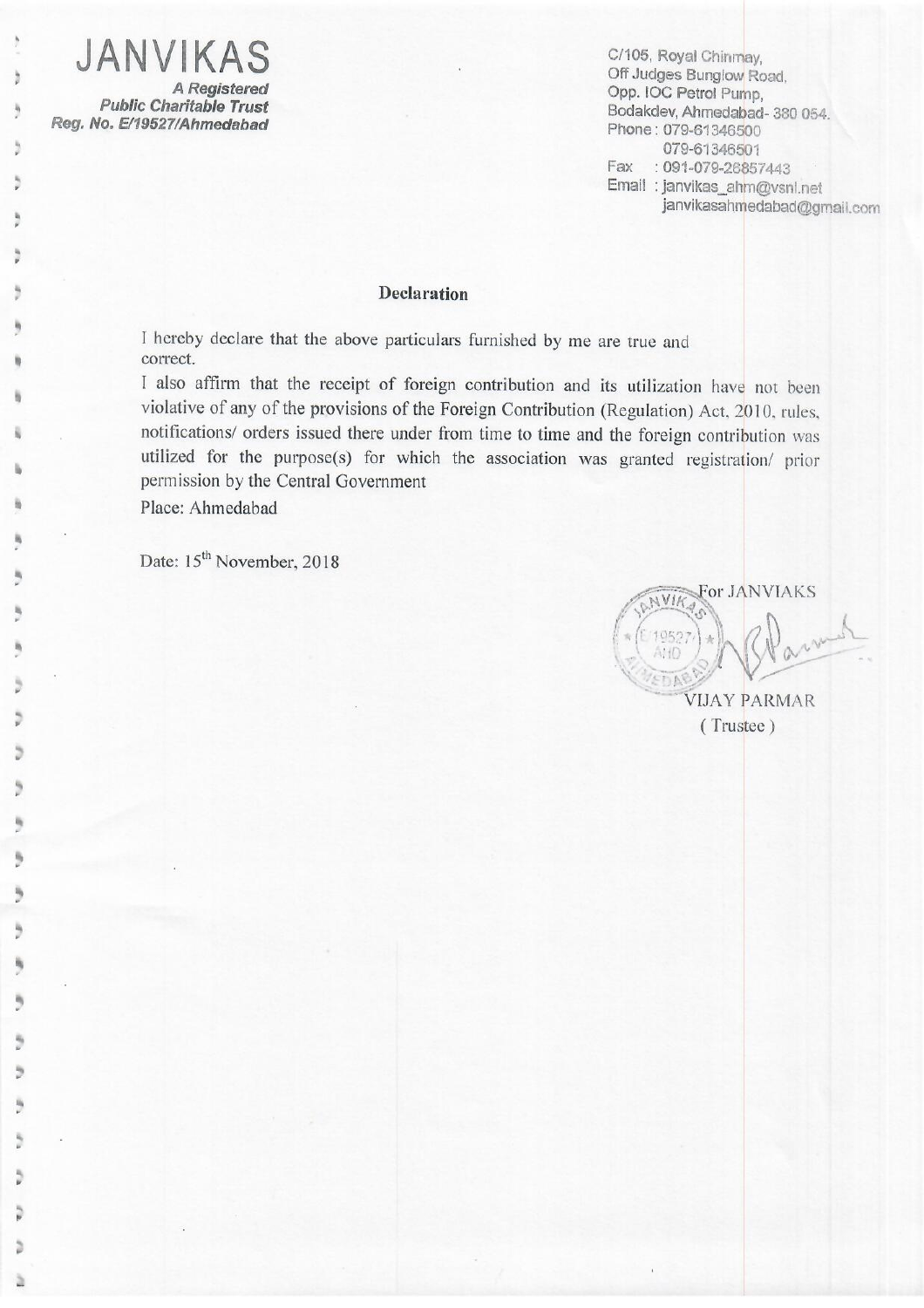# JANVIKAS

***A Registered Public Charitable Trust***
***Reg. No. E/19527/Ahmedabad***

C/105, Royal Chinmay,
Off Judges Bunglow Road,
Opp. IOC Petrol Pump,
Bodakdev, Ahmedabad- 380 054.
Phone : 079-61346500
079-61346501
Fax : 091-079-26857443
Email : janvikas_ahm@vsnl.net
janvikasahmedabad@gmail.com

## Declaration

I hereby declare that the above particulars furnished by me are true and correct.

I also affirm that the receipt of foreign contribution and its utilization have not been violative of any of the provisions of the Foreign Contribution (Regulation) Act, 2010, rules, notifications/ orders issued there under from time to time and the foreign contribution was utilized for the purpose(s) for which the association was granted registration/ prior permission by the Central Government

Place: Ahmedabad

Date: 15th November, 2018

For JANVIAKS

VIJAY PARMAR
( Trustee )